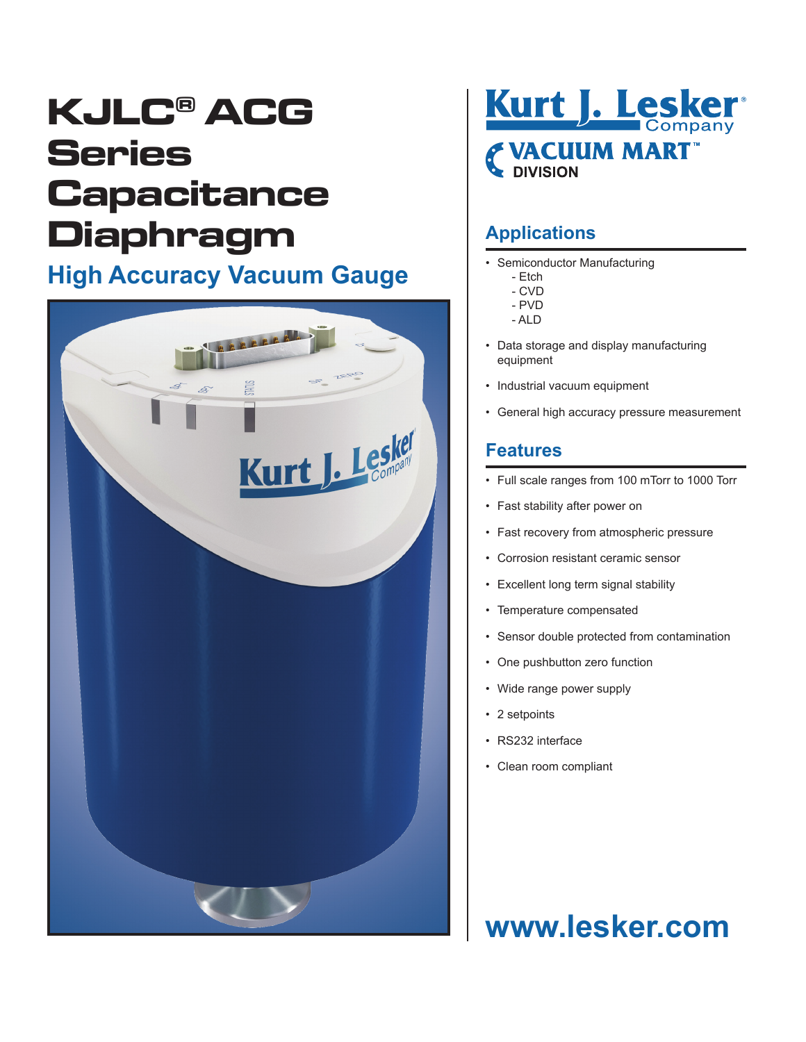# KJLC® ACG Series Capacitance Diaphragm

## High Accuracy Vacuum Gauge

Kurt J. Lesker Company

VACUUM MART™ DIVISION

## Applications

- Semiconductor Manufacturing
  - Etch
  - CVD
  - PVD
  - ALD
- Data storage and display manufacturing equipment
- Industrial vacuum equipment
- General high accuracy pressure measurement

## Features

- Full scale ranges from 100 mTorr to 1000 Torr
- Fast stability after power on
- Fast recovery from atmospheric pressure
- Corrosion resistant ceramic sensor
- Excellent long term signal stability
- Temperature compensated
- Sensor double protected from contamination
- One pushbutton zero function
- Wide range power supply
- 2 setpoints
- RS232 interface
- Clean room compliant

**www.lesker.com**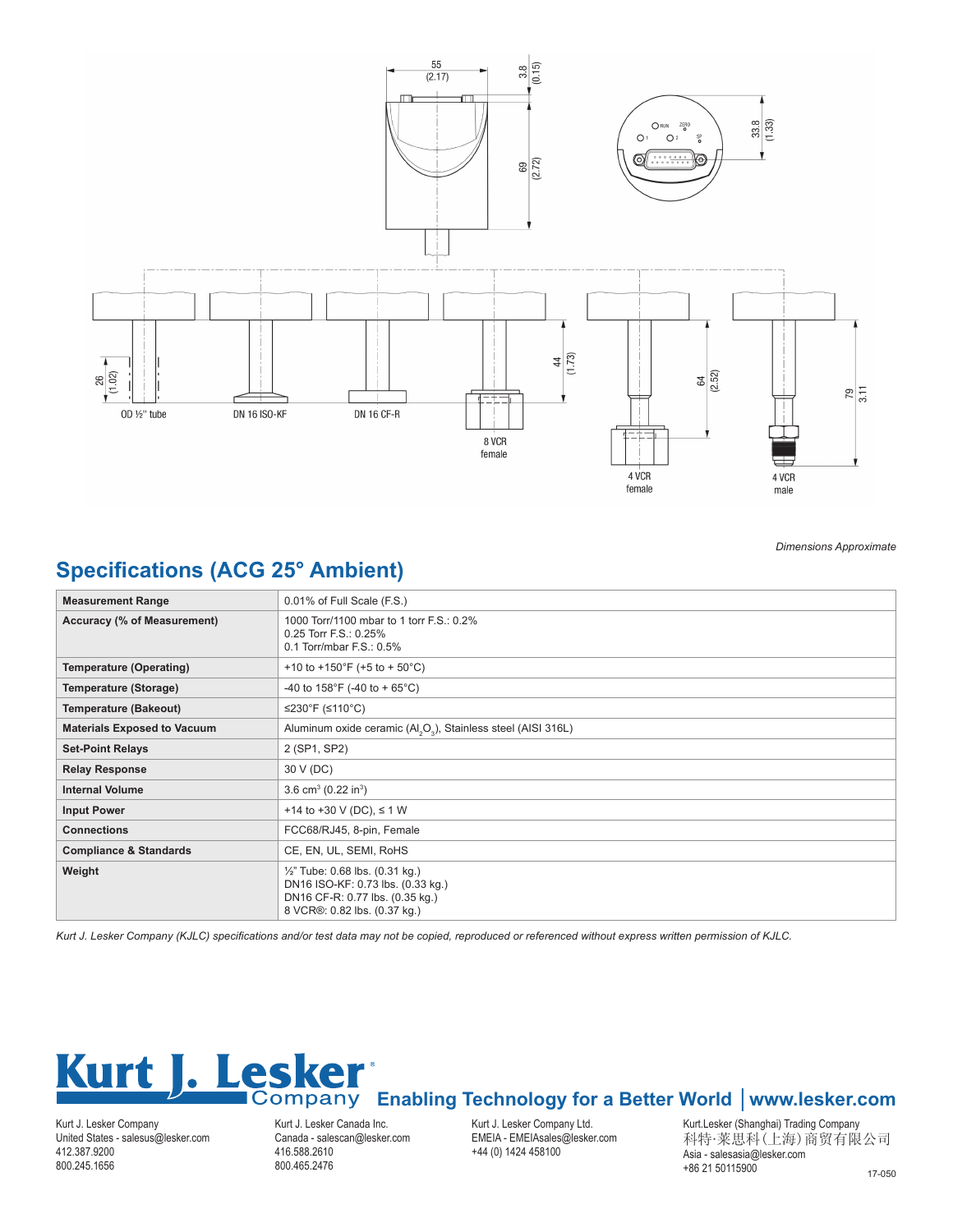55
(2.17)

3.8
(0.15)

69
(2.72)

33.8
(1.33)

RUN
ZERO
1
2

26
(1.02)

OD ½" tube

DN 16 ISO-KF

DN 16 CF-R

44
(1.73)

8 VCR
female

64
(2.52)

4 VCR
female

79
3.11

4 VCR
male

*Dimensions Approximate*

## Specifications (ACG 25° Ambient)

| | |
|---|---|
| **Measurement Range** | 0.01% of Full Scale (F.S.) |
| **Accuracy (% of Measurement)** | 1000 Torr/1100 mbar to 1 torr F.S.: 0.2%<br>0.25 Torr F.S.: 0.25%<br>0.1 Torr/mbar F.S.: 0.5% |
| **Temperature (Operating)** | +10 to +150°F (+5 to + 50°C) |
| **Temperature (Storage)** | -40 to 158°F (-40 to + 65°C) |
| **Temperature (Bakeout)** | ≤230°F (≤110°C) |
| **Materials Exposed to Vacuum** | Aluminum oxide ceramic ($Al_2O_3$), Stainless steel (AISI 316L) |
| **Set-Point Relays** | 2 (SP1, SP2) |
| **Relay Response** | 30 V (DC) |
| **Internal Volume** | 3.6 $cm^3$ (0.22 $in^3$) |
| **Input Power** | +14 to +30 V (DC), ≤ 1 W |
| **Connections** | FCC68/RJ45, 8-pin, Female |
| **Compliance & Standards** | CE, EN, UL, SEMI, RoHS |
| **Weight** | ½" Tube: 0.68 lbs. (0.31 kg.)<br>DN16 ISO-KF: 0.73 lbs. (0.33 kg.)<br>DN16 CF-R: 0.77 lbs. (0.35 kg.)<br>8 VCR®: 0.82 lbs. (0.37 kg.) |

*Kurt J. Lesker Company (KJLC) specifications and/or test data may not be copied, reproduced or referenced without express written permission of KJLC.*

**Kurt J. Lesker® Company** Enabling Technology for a Better World | www.lesker.com

Kurt J. Lesker Company
United States - salesus@lesker.com
412.387.9200
800.245.1656

Kurt J. Lesker Canada Inc.
Canada - salescan@lesker.com
416.588.2610
800.465.2476

Kurt J. Lesker Company Ltd.
EMEIA - EMEIAsales@lesker.com
+44 (0) 1424 458100

Kurt.Lesker (Shanghai) Trading Company
科特·莱思科(上海)商贸有限公司
Asia - salesasia@lesker.com
+86 21 50115900

17-050